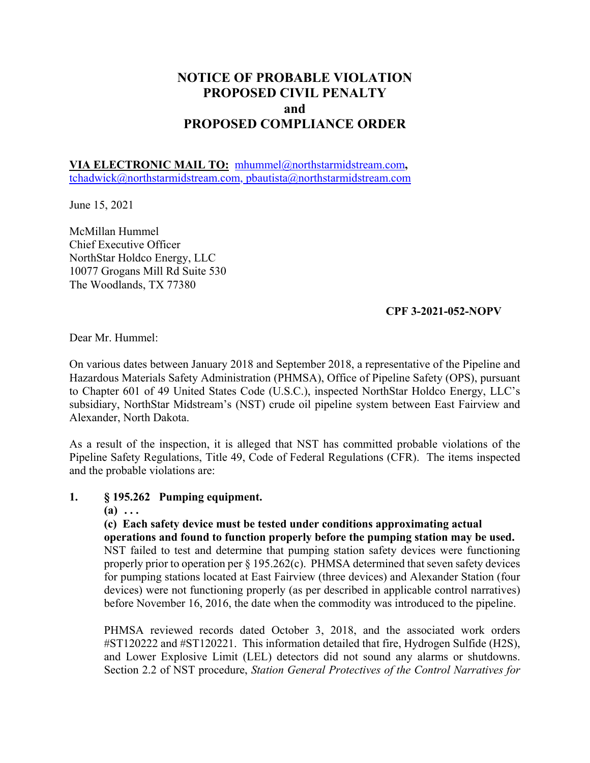# NOTICE OF PROBABLE VIOLATION
# PROPOSED CIVIL PENALTY
# and
# PROPOSED COMPLIANCE ORDER

**VIA ELECTRONIC MAIL TO:** mhummel@northstarmidstream.com**,** tchadwick@northstarmidstream.com, pbautista@northstarmidstream.com

June 15, 2021

McMillan Hummel
Chief Executive Officer
NorthStar Holdco Energy, LLC
10077 Grogans Mill Rd Suite 530
The Woodlands, TX 77380

**CPF 3-2021-052-NOPV**

Dear Mr. Hummel:

On various dates between January 2018 and September 2018, a representative of the Pipeline and Hazardous Materials Safety Administration (PHMSA), Office of Pipeline Safety (OPS), pursuant to Chapter 601 of 49 United States Code (U.S.C.), inspected NorthStar Holdco Energy, LLC's subsidiary, NorthStar Midstream's (NST) crude oil pipeline system between East Fairview and Alexander, North Dakota.

As a result of the inspection, it is alleged that NST has committed probable violations of the Pipeline Safety Regulations, Title 49, Code of Federal Regulations (CFR). The items inspected and the probable violations are:

**1. § 195.262 Pumping equipment.**

**(a) . . .**

**(c) Each safety device must be tested under conditions approximating actual operations and found to function properly before the pumping station may be used.**

NST failed to test and determine that pumping station safety devices were functioning properly prior to operation per § 195.262(c). PHMSA determined that seven safety devices for pumping stations located at East Fairview (three devices) and Alexander Station (four devices) were not functioning properly (as per described in applicable control narratives) before November 16, 2016, the date when the commodity was introduced to the pipeline.

PHMSA reviewed records dated October 3, 2018, and the associated work orders #ST120222 and #ST120221. This information detailed that fire, Hydrogen Sulfide ($H_2S$), and Lower Explosive Limit (LEL) detectors did not sound any alarms or shutdowns. Section 2.2 of NST procedure, *Station General Protectives of the Control Narratives for*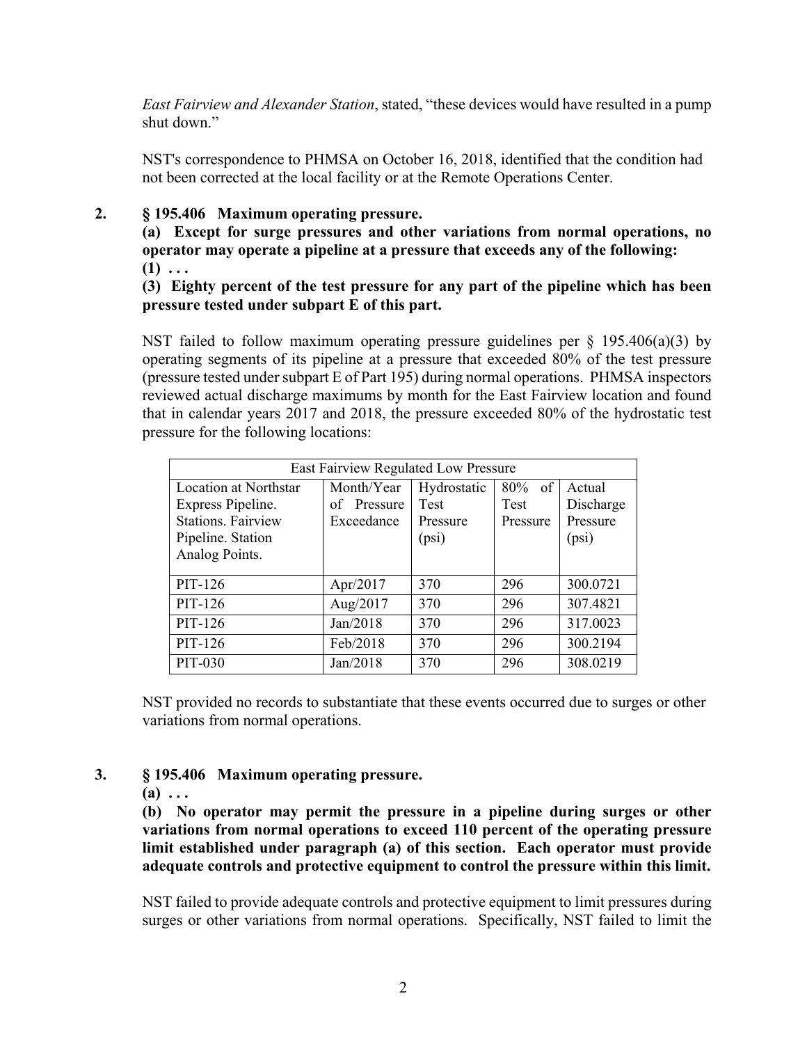*East Fairview and Alexander Station*, stated, "these devices would have resulted in a pump shut down."

NST's correspondence to PHMSA on October 16, 2018, identified that the condition had not been corrected at the local facility or at the Remote Operations Center.

**2. § 195.406 Maximum operating pressure.**

**(a) Except for surge pressures and other variations from normal operations, no operator may operate a pipeline at a pressure that exceeds any of the following:**
**(1) . . .**
**(3) Eighty percent of the test pressure for any part of the pipeline which has been pressure tested under subpart E of this part.**

NST failed to follow maximum operating pressure guidelines per § 195.406(a)(3) by operating segments of its pipeline at a pressure that exceeded 80% of the test pressure (pressure tested under subpart E of Part 195) during normal operations. PHMSA inspectors reviewed actual discharge maximums by month for the East Fairview location and found that in calendar years 2017 and 2018, the pressure exceeded 80% of the hydrostatic test pressure for the following locations:

| East Fairview Regulated Low Pressure | | | | |
|---|---|---|---|---|
| Location at Northstar Express Pipeline. Stations. Fairview Pipeline. Station Analog Points. | Month/Year of Pressure Exceedance | Hydrostatic Test Pressure (psi) | 80% of Test Pressure | Actual Discharge Pressure (psi) |
| PIT-126 | Apr/2017 | 370 | 296 | 300.0721 |
| PIT-126 | Aug/2017 | 370 | 296 | 307.4821 |
| PIT-126 | Jan/2018 | 370 | 296 | 317.0023 |
| PIT-126 | Feb/2018 | 370 | 296 | 300.2194 |
| PIT-030 | Jan/2018 | 370 | 296 | 308.0219 |

NST provided no records to substantiate that these events occurred due to surges or other variations from normal operations.

**3. § 195.406 Maximum operating pressure.**

**(a) . . .**
**(b) No operator may permit the pressure in a pipeline during surges or other variations from normal operations to exceed 110 percent of the operating pressure limit established under paragraph (a) of this section. Each operator must provide adequate controls and protective equipment to control the pressure within this limit.**

NST failed to provide adequate controls and protective equipment to limit pressures during surges or other variations from normal operations. Specifically, NST failed to limit the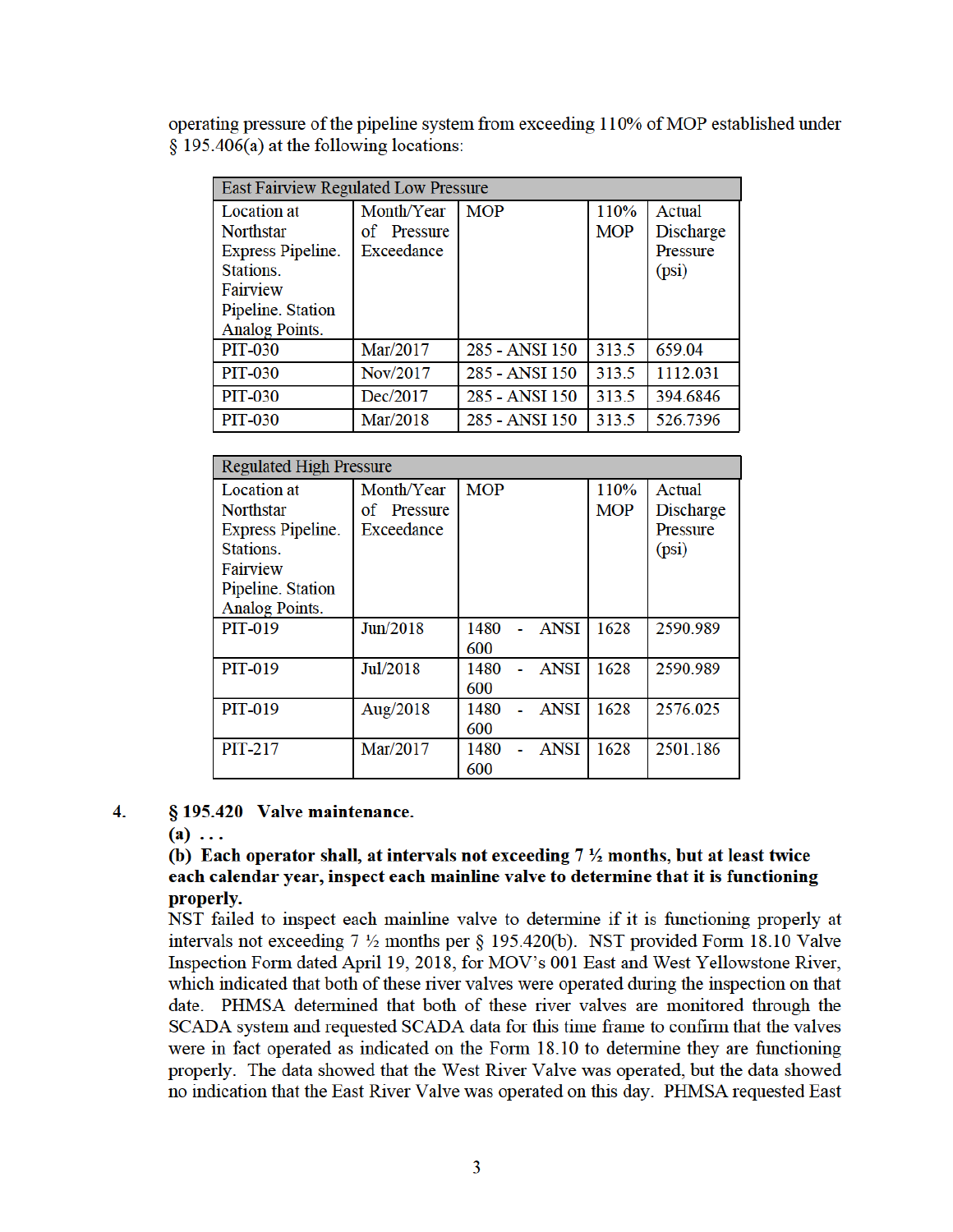operating pressure of the pipeline system from exceeding 110% of MOP established under § 195.406(a) at the following locations:

| East Fairview Regulated Low Pressure | | | | |
|---|---|---|---|---|
| Location at Northstar Express Pipeline. Stations. Fairview Pipeline. Station Analog Points. | Month/Year of Pressure Exceedance | MOP | 110% MOP | Actual Discharge Pressure (psi) |
| PIT-030 | Mar/2017 | 285 - ANSI 150 | 313.5 | 659.04 |
| PIT-030 | Nov/2017 | 285 - ANSI 150 | 313.5 | 1112.031 |
| PIT-030 | Dec/2017 | 285 - ANSI 150 | 313.5 | 394.6846 |
| PIT-030 | Mar/2018 | 285 - ANSI 150 | 313.5 | 526.7396 |

| Regulated High Pressure | | | | |
|---|---|---|---|---|
| Location at Northstar Express Pipeline. Stations. Fairview Pipeline. Station Analog Points. | Month/Year of Pressure Exceedance | MOP | 110% MOP | Actual Discharge Pressure (psi) |
| PIT-019 | Jun/2018 | 1480 - ANSI 600 | 1628 | 2590.989 |
| PIT-019 | Jul/2018 | 1480 - ANSI 600 | 1628 | 2590.989 |
| PIT-019 | Aug/2018 | 1480 - ANSI 600 | 1628 | 2576.025 |
| PIT-217 | Mar/2017 | 1480 - ANSI 600 | 1628 | 2501.186 |

4. **§ 195.420 Valve maintenance.**

**(a) . . .**

**(b) Each operator shall, at intervals not exceeding 7 ½ months, but at least twice each calendar year, inspect each mainline valve to determine that it is functioning properly.**

NST failed to inspect each mainline valve to determine if it is functioning properly at intervals not exceeding 7 ½ months per § 195.420(b). NST provided Form 18.10 Valve Inspection Form dated April 19, 2018, for MOV's 001 East and West Yellowstone River, which indicated that both of these river valves were operated during the inspection on that date. PHMSA determined that both of these river valves are monitored through the SCADA system and requested SCADA data for this time frame to confirm that the valves were in fact operated as indicated on the Form 18.10 to determine they are functioning properly. The data showed that the West River Valve was operated, but the data showed no indication that the East River Valve was operated on this day. PHMSA requested East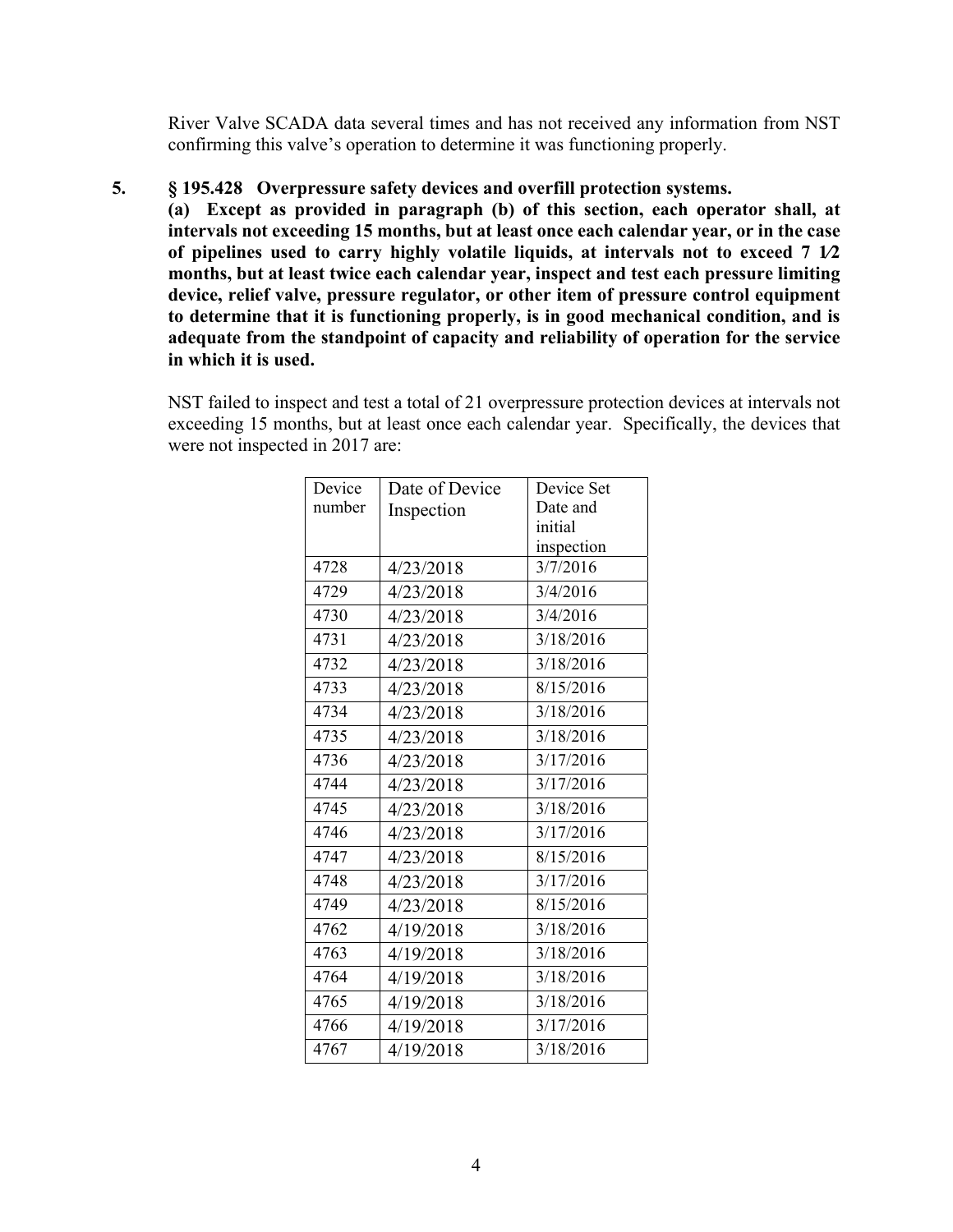River Valve SCADA data several times and has not received any information from NST confirming this valve's operation to determine it was functioning properly.

**5. § 195.428 Overpressure safety devices and overfill protection systems.**

**(a) Except as provided in paragraph (b) of this section, each operator shall, at intervals not exceeding 15 months, but at least once each calendar year, or in the case of pipelines used to carry highly volatile liquids, at intervals not to exceed 7 1⁄2 months, but at least twice each calendar year, inspect and test each pressure limiting device, relief valve, pressure regulator, or other item of pressure control equipment to determine that it is functioning properly, is in good mechanical condition, and is adequate from the standpoint of capacity and reliability of operation for the service in which it is used.**

NST failed to inspect and test a total of 21 overpressure protection devices at intervals not exceeding 15 months, but at least once each calendar year. Specifically, the devices that were not inspected in 2017 are:

| Device number | Date of Device Inspection | Device Set Date and initial inspection |
|---|---|---|
| 4728 | 4/23/2018 | 3/7/2016 |
| 4729 | 4/23/2018 | 3/4/2016 |
| 4730 | 4/23/2018 | 3/4/2016 |
| 4731 | 4/23/2018 | 3/18/2016 |
| 4732 | 4/23/2018 | 3/18/2016 |
| 4733 | 4/23/2018 | 8/15/2016 |
| 4734 | 4/23/2018 | 3/18/2016 |
| 4735 | 4/23/2018 | 3/18/2016 |
| 4736 | 4/23/2018 | 3/17/2016 |
| 4744 | 4/23/2018 | 3/17/2016 |
| 4745 | 4/23/2018 | 3/18/2016 |
| 4746 | 4/23/2018 | 3/17/2016 |
| 4747 | 4/23/2018 | 8/15/2016 |
| 4748 | 4/23/2018 | 3/17/2016 |
| 4749 | 4/23/2018 | 8/15/2016 |
| 4762 | 4/19/2018 | 3/18/2016 |
| 4763 | 4/19/2018 | 3/18/2016 |
| 4764 | 4/19/2018 | 3/18/2016 |
| 4765 | 4/19/2018 | 3/18/2016 |
| 4766 | 4/19/2018 | 3/17/2016 |
| 4767 | 4/19/2018 | 3/18/2016 |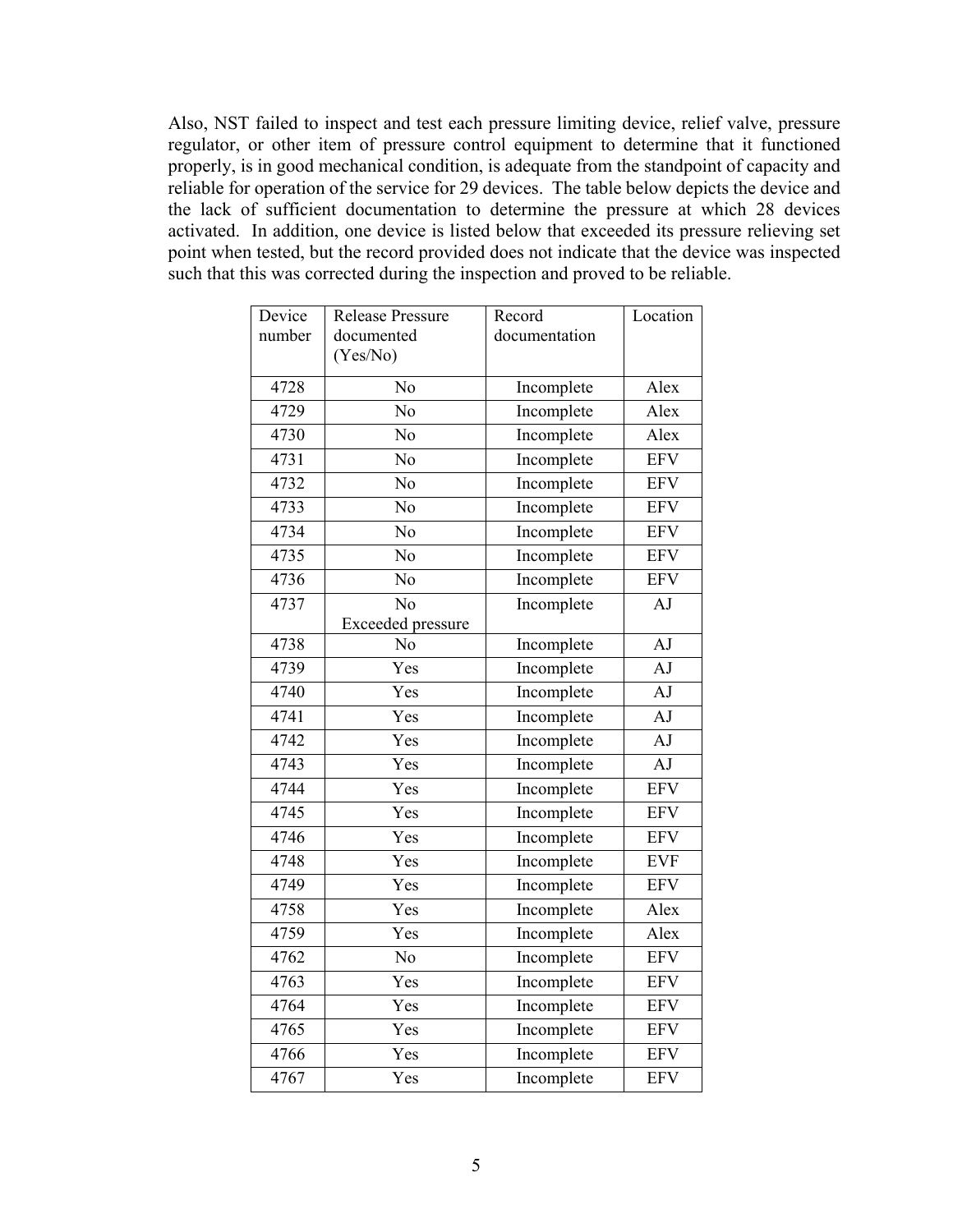Also, NST failed to inspect and test each pressure limiting device, relief valve, pressure regulator, or other item of pressure control equipment to determine that it functioned properly, is in good mechanical condition, is adequate from the standpoint of capacity and reliable for operation of the service for 29 devices. The table below depicts the device and the lack of sufficient documentation to determine the pressure at which 28 devices activated. In addition, one device is listed below that exceeded its pressure relieving set point when tested, but the record provided does not indicate that the device was inspected such that this was corrected during the inspection and proved to be reliable.

| Device number | Release Pressure documented (Yes/No) | Record documentation | Location |
|---|---|---|---|
| 4728 | No | Incomplete | Alex |
| 4729 | No | Incomplete | Alex |
| 4730 | No | Incomplete | Alex |
| 4731 | No | Incomplete | EFV |
| 4732 | No | Incomplete | EFV |
| 4733 | No | Incomplete | EFV |
| 4734 | No | Incomplete | EFV |
| 4735 | No | Incomplete | EFV |
| 4736 | No | Incomplete | EFV |
| 4737 | No Exceeded pressure | Incomplete | AJ |
| 4738 | No | Incomplete | AJ |
| 4739 | Yes | Incomplete | AJ |
| 4740 | Yes | Incomplete | AJ |
| 4741 | Yes | Incomplete | AJ |
| 4742 | Yes | Incomplete | AJ |
| 4743 | Yes | Incomplete | AJ |
| 4744 | Yes | Incomplete | EFV |
| 4745 | Yes | Incomplete | EFV |
| 4746 | Yes | Incomplete | EFV |
| 4748 | Yes | Incomplete | EVF |
| 4749 | Yes | Incomplete | EFV |
| 4758 | Yes | Incomplete | Alex |
| 4759 | Yes | Incomplete | Alex |
| 4762 | No | Incomplete | EFV |
| 4763 | Yes | Incomplete | EFV |
| 4764 | Yes | Incomplete | EFV |
| 4765 | Yes | Incomplete | EFV |
| 4766 | Yes | Incomplete | EFV |
| 4767 | Yes | Incomplete | EFV |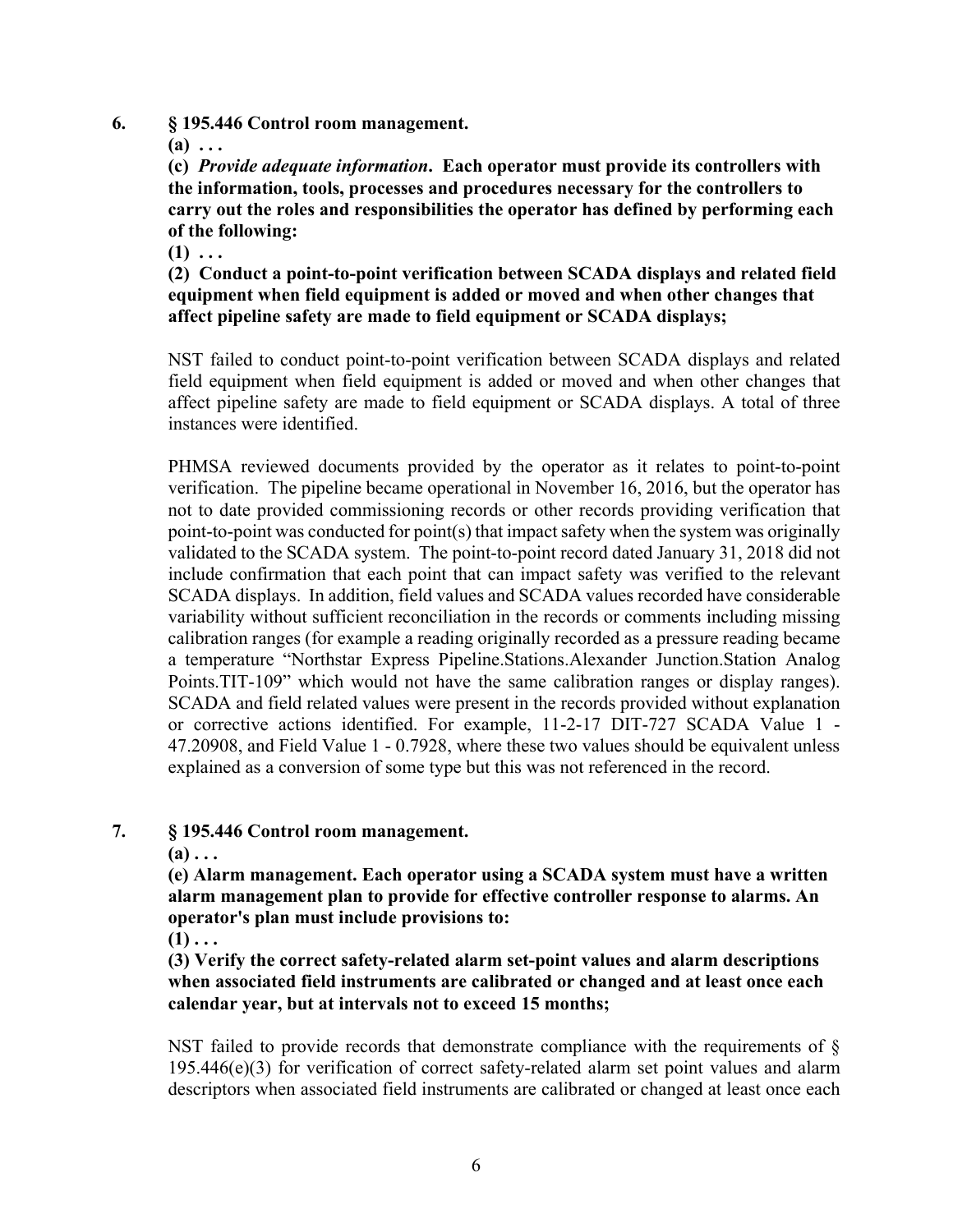6. **§ 195.446 Control room management.**

   **(a) . . .**

   **(c)** ***Provide adequate information*****. Each operator must provide its controllers with the information, tools, processes and procedures necessary for the controllers to carry out the roles and responsibilities the operator has defined by performing each of the following:**

   **(1) . . .**

   **(2) Conduct a point-to-point verification between SCADA displays and related field equipment when field equipment is added or moved and when other changes that affect pipeline safety are made to field equipment or SCADA displays;**

   NST failed to conduct point-to-point verification between SCADA displays and related field equipment when field equipment is added or moved and when other changes that affect pipeline safety are made to field equipment or SCADA displays. A total of three instances were identified.

   PHMSA reviewed documents provided by the operator as it relates to point-to-point verification. The pipeline became operational in November 16, 2016, but the operator has not to date provided commissioning records or other records providing verification that point-to-point was conducted for point(s) that impact safety when the system was originally validated to the SCADA system. The point-to-point record dated January 31, 2018 did not include confirmation that each point that can impact safety was verified to the relevant SCADA displays. In addition, field values and SCADA values recorded have considerable variability without sufficient reconciliation in the records or comments including missing calibration ranges (for example a reading originally recorded as a pressure reading became a temperature "Northstar Express Pipeline.Stations.Alexander Junction.Station Analog Points.TIT-109" which would not have the same calibration ranges or display ranges). SCADA and field related values were present in the records provided without explanation or corrective actions identified. For example, 11-2-17 DIT-727 SCADA Value 1 - 47.20908, and Field Value 1 - 0.7928, where these two values should be equivalent unless explained as a conversion of some type but this was not referenced in the record.

7. **§ 195.446 Control room management.**

   **(a) . . .**

   **(e) Alarm management. Each operator using a SCADA system must have a written alarm management plan to provide for effective controller response to alarms. An operator's plan must include provisions to:**

   **(1) . . .**

   **(3) Verify the correct safety-related alarm set-point values and alarm descriptions when associated field instruments are calibrated or changed and at least once each calendar year, but at intervals not to exceed 15 months;**

   NST failed to provide records that demonstrate compliance with the requirements of § 195.446(e)(3) for verification of correct safety-related alarm set point values and alarm descriptors when associated field instruments are calibrated or changed at least once each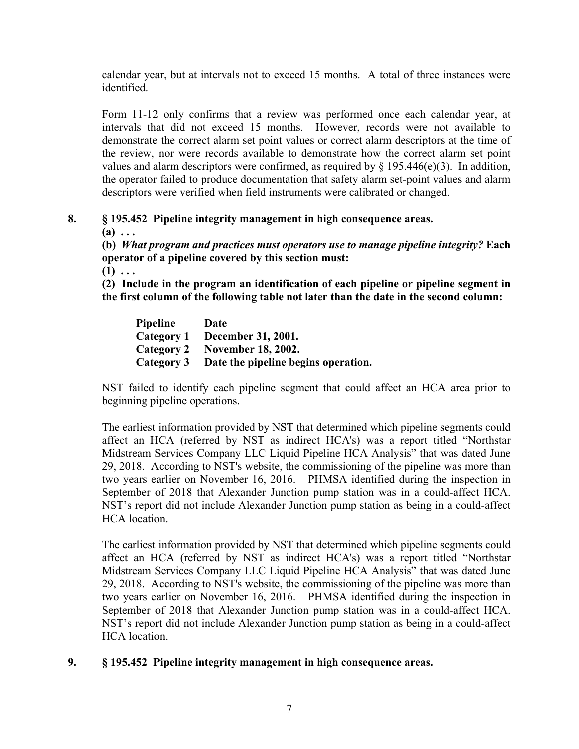calendar year, but at intervals not to exceed 15 months. A total of three instances were identified.

Form 11-12 only confirms that a review was performed once each calendar year, at intervals that did not exceed 15 months. However, records were not available to demonstrate the correct alarm set point values or correct alarm descriptors at the time of the review, nor were records available to demonstrate how the correct alarm set point values and alarm descriptors were confirmed, as required by § 195.446(e)(3). In addition, the operator failed to produce documentation that safety alarm set-point values and alarm descriptors were verified when field instruments were calibrated or changed.

**8. § 195.452 Pipeline integrity management in high consequence areas.**

**(a) . . .**

**(b)** ***What program and practices must operators use to manage pipeline integrity?*** **Each operator of a pipeline covered by this section must:**

**(1) . . .**

**(2) Include in the program an identification of each pipeline or pipeline segment in the first column of the following table not later than the date in the second column:**

| Pipeline | Date |
|---|---|
| **Category 1** | **December 31, 2001.** |
| **Category 2** | **November 18, 2002.** |
| **Category 3** | **Date the pipeline begins operation.** |

NST failed to identify each pipeline segment that could affect an HCA area prior to beginning pipeline operations.

The earliest information provided by NST that determined which pipeline segments could affect an HCA (referred by NST as indirect HCA's) was a report titled "Northstar Midstream Services Company LLC Liquid Pipeline HCA Analysis" that was dated June 29, 2018. According to NST's website, the commissioning of the pipeline was more than two years earlier on November 16, 2016. PHMSA identified during the inspection in September of 2018 that Alexander Junction pump station was in a could-affect HCA. NST's report did not include Alexander Junction pump station as being in a could-affect HCA location.

The earliest information provided by NST that determined which pipeline segments could affect an HCA (referred by NST as indirect HCA's) was a report titled "Northstar Midstream Services Company LLC Liquid Pipeline HCA Analysis" that was dated June 29, 2018. According to NST's website, the commissioning of the pipeline was more than two years earlier on November 16, 2016. PHMSA identified during the inspection in September of 2018 that Alexander Junction pump station was in a could-affect HCA. NST's report did not include Alexander Junction pump station as being in a could-affect HCA location.

**9. § 195.452 Pipeline integrity management in high consequence areas.**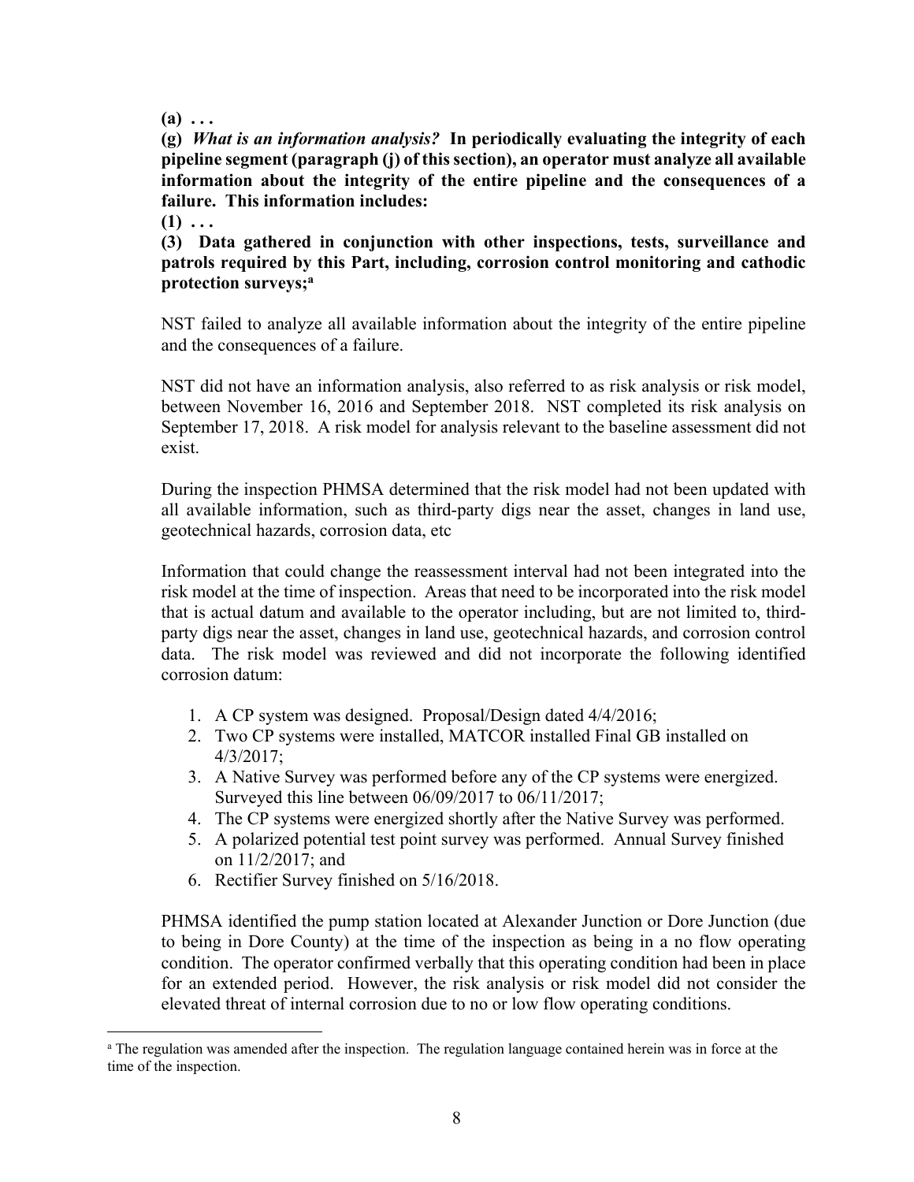**(a) . . .**

**(g)** ***What is an information analysis?*** **In periodically evaluating the integrity of each pipeline segment (paragraph (j) of this section), an operator must analyze all available information about the integrity of the entire pipeline and the consequences of a failure. This information includes:**

**(1) . . .**

**(3) Data gathered in conjunction with other inspections, tests, surveillance and patrols required by this Part, including, corrosion control monitoring and cathodic protection surveys;**[a]

NST failed to analyze all available information about the integrity of the entire pipeline and the consequences of a failure.

NST did not have an information analysis, also referred to as risk analysis or risk model, between November 16, 2016 and September 2018. NST completed its risk analysis on September 17, 2018. A risk model for analysis relevant to the baseline assessment did not exist.

During the inspection PHMSA determined that the risk model had not been updated with all available information, such as third-party digs near the asset, changes in land use, geotechnical hazards, corrosion data, etc

Information that could change the reassessment interval had not been integrated into the risk model at the time of inspection. Areas that need to be incorporated into the risk model that is actual datum and available to the operator including, but are not limited to, third-party digs near the asset, changes in land use, geotechnical hazards, and corrosion control data. The risk model was reviewed and did not incorporate the following identified corrosion datum:

1. A CP system was designed. Proposal/Design dated 4/4/2016;
2. Two CP systems were installed, MATCOR installed Final GB installed on 4/3/2017;
3. A Native Survey was performed before any of the CP systems were energized. Surveyed this line between 06/09/2017 to 06/11/2017;
4. The CP systems were energized shortly after the Native Survey was performed.
5. A polarized potential test point survey was performed. Annual Survey finished on 11/2/2017; and
6. Rectifier Survey finished on 5/16/2018.

PHMSA identified the pump station located at Alexander Junction or Dore Junction (due to being in Dore County) at the time of the inspection as being in a no flow operating condition. The operator confirmed verbally that this operating condition had been in place for an extended period. However, the risk analysis or risk model did not consider the elevated threat of internal corrosion due to no or low flow operating conditions.

[a] The regulation was amended after the inspection. The regulation language contained herein was in force at the time of the inspection.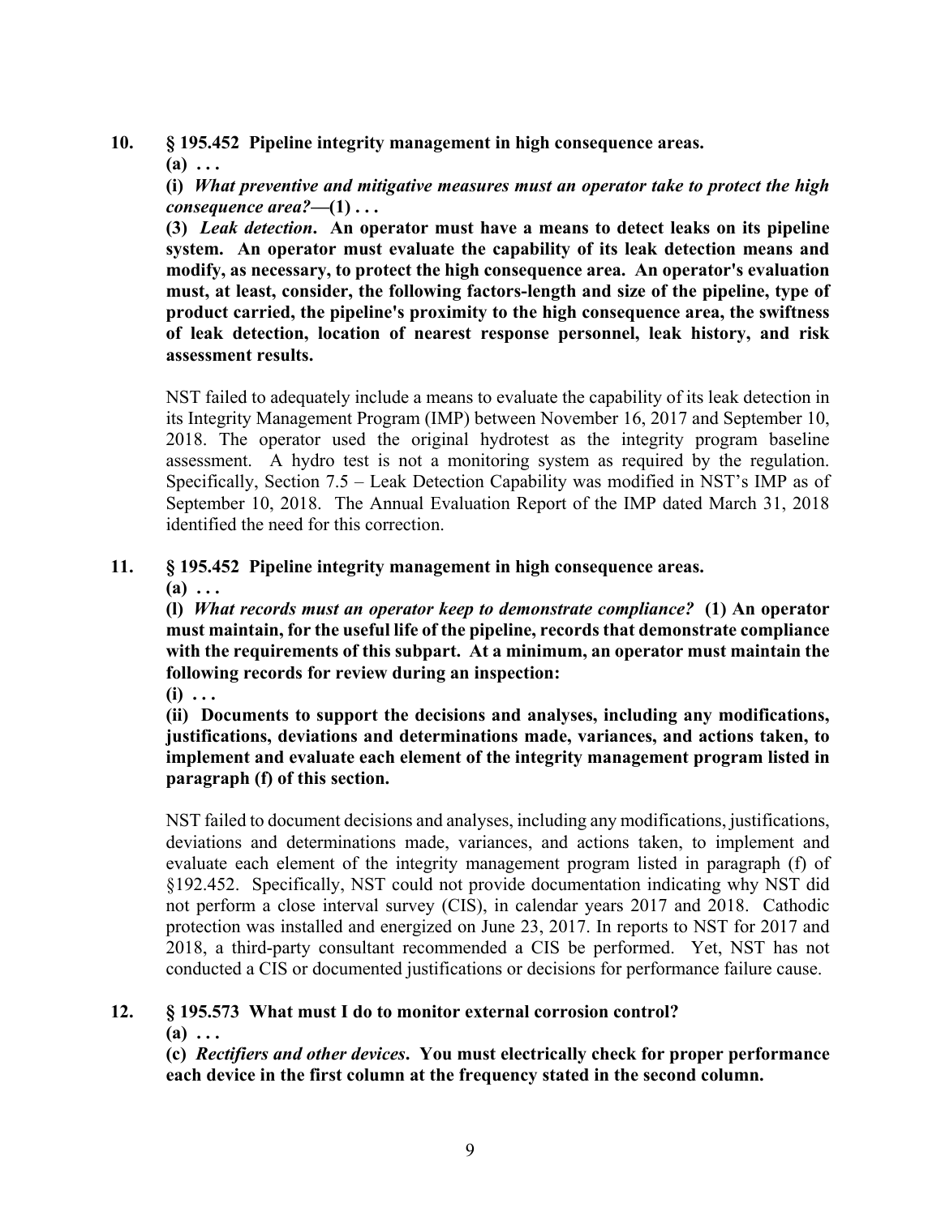**10. § 195.452 Pipeline integrity management in high consequence areas.**

**(a) . . .**

**(i)** ***What preventive and mitigative measures must an operator take to protect the high consequence area?*****—(1) . . .**

**(3)** ***Leak detection*****. An operator must have a means to detect leaks on its pipeline system. An operator must evaluate the capability of its leak detection means and modify, as necessary, to protect the high consequence area. An operator's evaluation must, at least, consider, the following factors-length and size of the pipeline, type of product carried, the pipeline's proximity to the high consequence area, the swiftness of leak detection, location of nearest response personnel, leak history, and risk assessment results.**

NST failed to adequately include a means to evaluate the capability of its leak detection in its Integrity Management Program (IMP) between November 16, 2017 and September 10, 2018. The operator used the original hydrotest as the integrity program baseline assessment. A hydro test is not a monitoring system as required by the regulation. Specifically, Section 7.5 – Leak Detection Capability was modified in NST's IMP as of September 10, 2018. The Annual Evaluation Report of the IMP dated March 31, 2018 identified the need for this correction.

**11. § 195.452 Pipeline integrity management in high consequence areas.**

**(a) . . .**

**(l)** ***What records must an operator keep to demonstrate compliance?*** **(1) An operator must maintain, for the useful life of the pipeline, records that demonstrate compliance with the requirements of this subpart. At a minimum, an operator must maintain the following records for review during an inspection:**

**(i) . . .**

**(ii) Documents to support the decisions and analyses, including any modifications, justifications, deviations and determinations made, variances, and actions taken, to implement and evaluate each element of the integrity management program listed in paragraph (f) of this section.**

NST failed to document decisions and analyses, including any modifications, justifications, deviations and determinations made, variances, and actions taken, to implement and evaluate each element of the integrity management program listed in paragraph (f) of §192.452. Specifically, NST could not provide documentation indicating why NST did not perform a close interval survey (CIS), in calendar years 2017 and 2018. Cathodic protection was installed and energized on June 23, 2017. In reports to NST for 2017 and 2018, a third-party consultant recommended a CIS be performed. Yet, NST has not conducted a CIS or documented justifications or decisions for performance failure cause.

**12. § 195.573 What must I do to monitor external corrosion control?**

**(a) . . .**

**(c)** ***Rectifiers and other devices*****. You must electrically check for proper performance each device in the first column at the frequency stated in the second column.**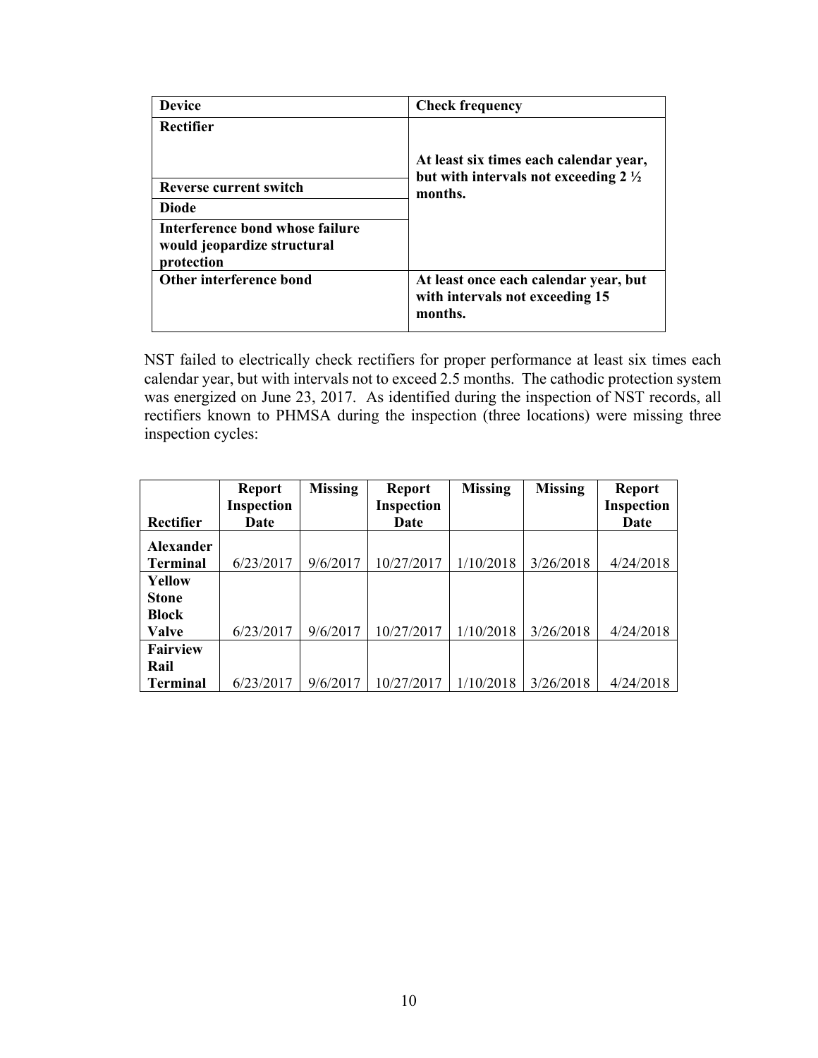| Device | Check frequency |
|---|---|
| **Rectifier** | **At least six times each calendar year, but with intervals not exceeding 2 ½ months.** |
| **Reverse current switch** | |
| **Diode** | |
| **Interference bond whose failure would jeopardize structural protection** | |
| **Other interference bond** | **At least once each calendar year, but with intervals not exceeding 15 months.** |

NST failed to electrically check rectifiers for proper performance at least six times each calendar year, but with intervals not to exceed 2.5 months. The cathodic protection system was energized on June 23, 2017. As identified during the inspection of NST records, all rectifiers known to PHMSA during the inspection (three locations) were missing three inspection cycles:

| Rectifier | Report Inspection Date | Missing | Report Inspection Date | Missing | Missing | Report Inspection Date |
|---|---|---|---|---|---|---|
| **Alexander Terminal** | 6/23/2017 | 9/6/2017 | 10/27/2017 | 1/10/2018 | 3/26/2018 | 4/24/2018 |
| **Yellow Stone Block Valve** | 6/23/2017 | 9/6/2017 | 10/27/2017 | 1/10/2018 | 3/26/2018 | 4/24/2018 |
| **Fairview Rail Terminal** | 6/23/2017 | 9/6/2017 | 10/27/2017 | 1/10/2018 | 3/26/2018 | 4/24/2018 |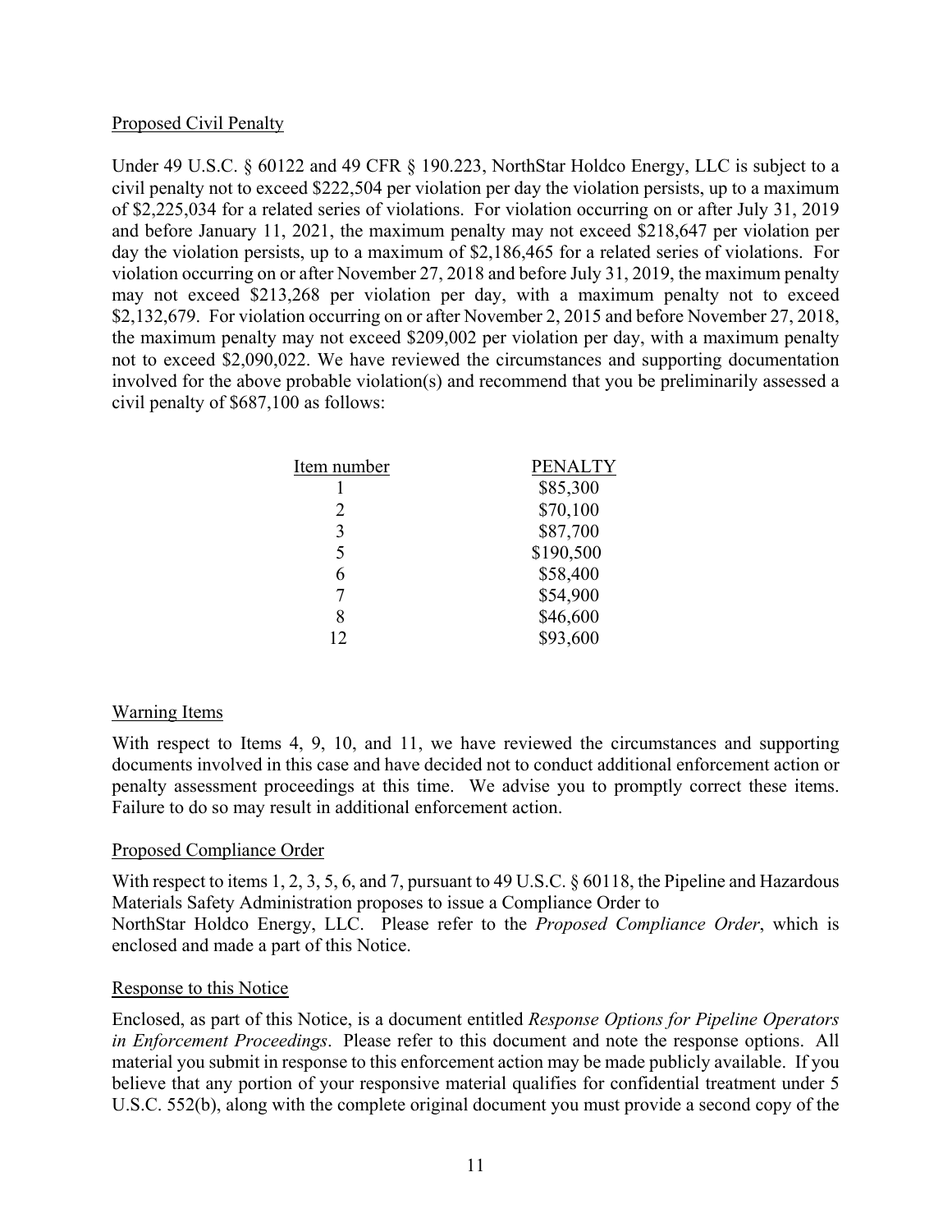Proposed Civil Penalty

Under 49 U.S.C. § 60122 and 49 CFR § 190.223, NorthStar Holdco Energy, LLC is subject to a civil penalty not to exceed $222,504 per violation per day the violation persists, up to a maximum of $2,225,034 for a related series of violations. For violation occurring on or after July 31, 2019 and before January 11, 2021, the maximum penalty may not exceed $218,647 per violation per day the violation persists, up to a maximum of $2,186,465 for a related series of violations. For violation occurring on or after November 27, 2018 and before July 31, 2019, the maximum penalty may not exceed $213,268 per violation per day, with a maximum penalty not to exceed $2,132,679. For violation occurring on or after November 2, 2015 and before November 27, 2018, the maximum penalty may not exceed $209,002 per violation per day, with a maximum penalty not to exceed $2,090,022. We have reviewed the circumstances and supporting documentation involved for the above probable violation(s) and recommend that you be preliminarily assessed a civil penalty of $687,100 as follows:

| Item number | PENALTY |
|---|---|
| 1 | $85,300 |
| 2 | $70,100 |
| 3 | $87,700 |
| 5 | $190,500 |
| 6 | $58,400 |
| 7 | $54,900 |
| 8 | $46,600 |
| 12 | $93,600 |

Warning Items

With respect to Items 4, 9, 10, and 11, we have reviewed the circumstances and supporting documents involved in this case and have decided not to conduct additional enforcement action or penalty assessment proceedings at this time. We advise you to promptly correct these items. Failure to do so may result in additional enforcement action.

Proposed Compliance Order

With respect to items 1, 2, 3, 5, 6, and 7, pursuant to 49 U.S.C. § 60118, the Pipeline and Hazardous Materials Safety Administration proposes to issue a Compliance Order to NorthStar Holdco Energy, LLC. Please refer to the *Proposed Compliance Order*, which is enclosed and made a part of this Notice.

Response to this Notice

Enclosed, as part of this Notice, is a document entitled *Response Options for Pipeline Operators in Enforcement Proceedings*. Please refer to this document and note the response options. All material you submit in response to this enforcement action may be made publicly available. If you believe that any portion of your responsive material qualifies for confidential treatment under 5 U.S.C. 552(b), along with the complete original document you must provide a second copy of the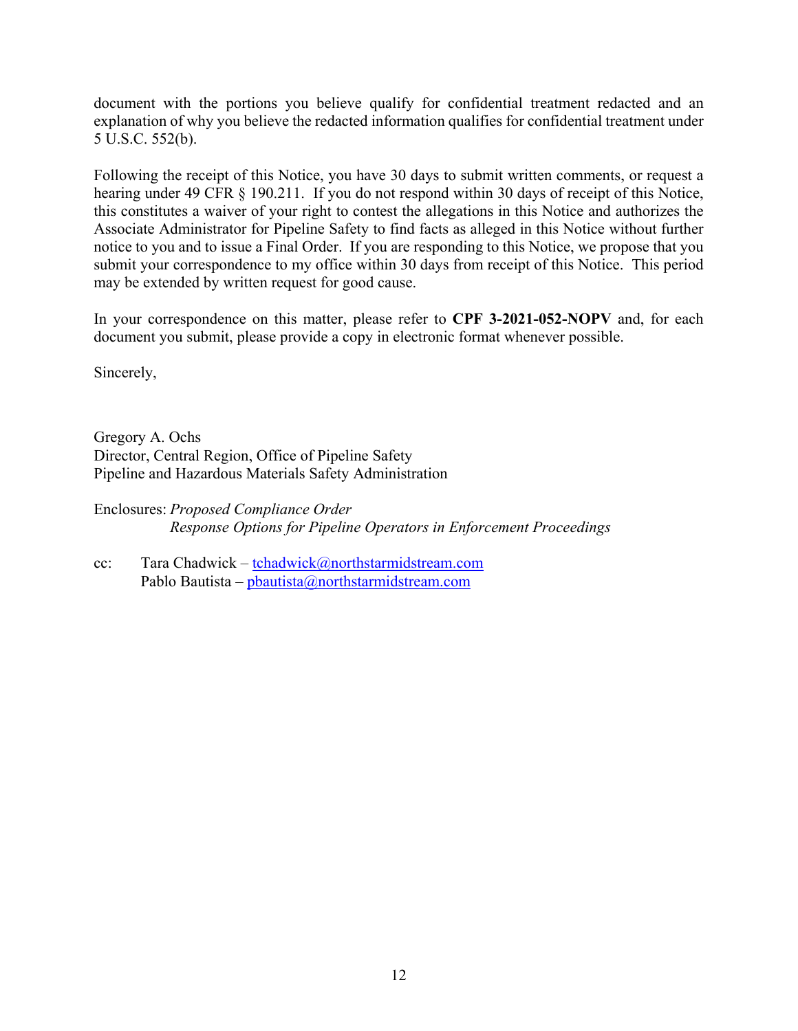document with the portions you believe qualify for confidential treatment redacted and an explanation of why you believe the redacted information qualifies for confidential treatment under 5 U.S.C. 552(b).

Following the receipt of this Notice, you have 30 days to submit written comments, or request a hearing under 49 CFR § 190.211. If you do not respond within 30 days of receipt of this Notice, this constitutes a waiver of your right to contest the allegations in this Notice and authorizes the Associate Administrator for Pipeline Safety to find facts as alleged in this Notice without further notice to you and to issue a Final Order. If you are responding to this Notice, we propose that you submit your correspondence to my office within 30 days from receipt of this Notice. This period may be extended by written request for good cause.

In your correspondence on this matter, please refer to **CPF 3-2021-052-NOPV** and, for each document you submit, please provide a copy in electronic format whenever possible.

Sincerely,

Gregory A. Ochs
Director, Central Region, Office of Pipeline Safety
Pipeline and Hazardous Materials Safety Administration

Enclosures: *Proposed Compliance Order*
*Response Options for Pipeline Operators in Enforcement Proceedings*

cc: Tara Chadwick – tchadwick@northstarmidstream.com
Pablo Bautista – pbautista@northstarmidstream.com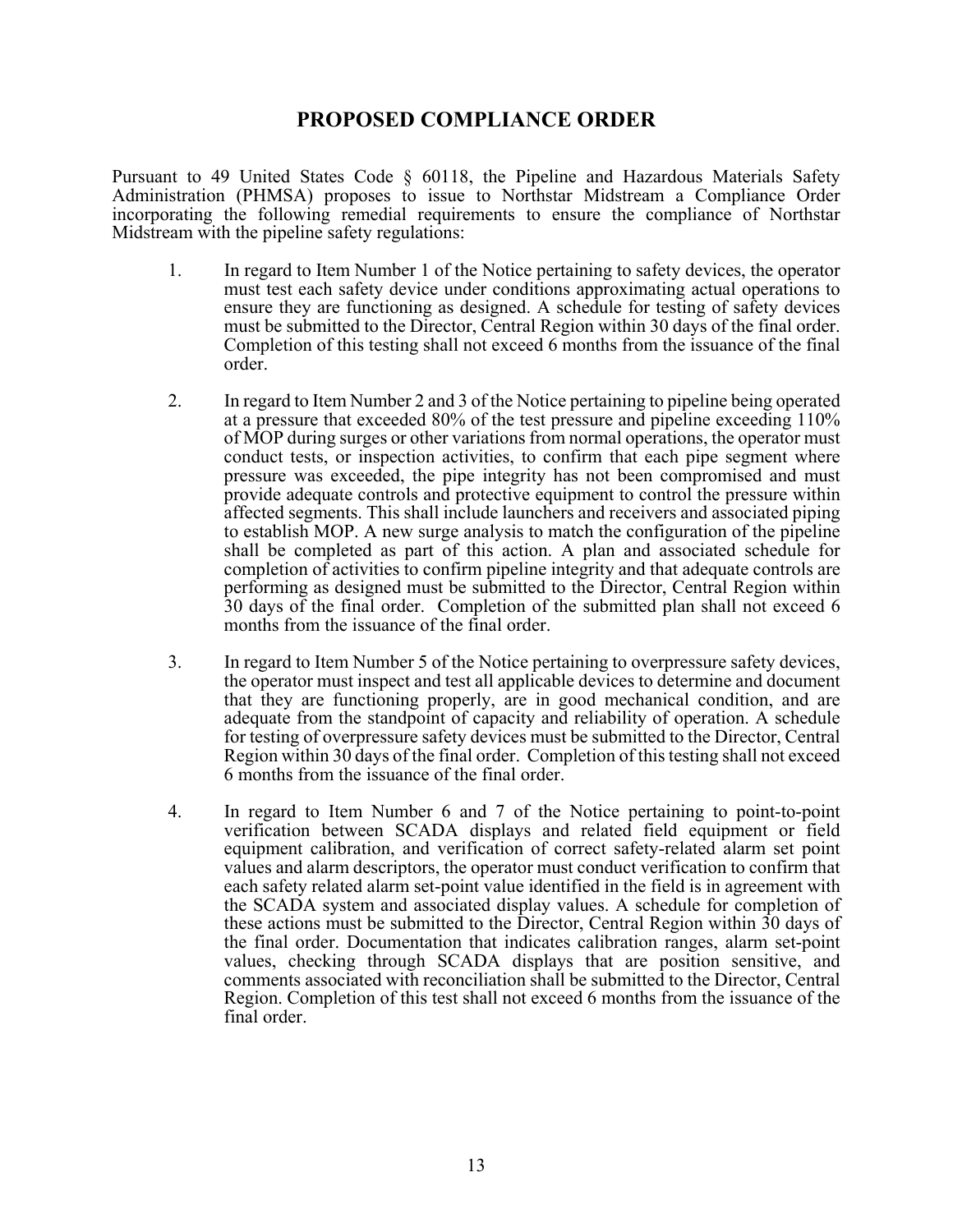## PROPOSED COMPLIANCE ORDER

Pursuant to 49 United States Code § 60118, the Pipeline and Hazardous Materials Safety Administration (PHMSA) proposes to issue to Northstar Midstream a Compliance Order incorporating the following remedial requirements to ensure the compliance of Northstar Midstream with the pipeline safety regulations:

1. In regard to Item Number 1 of the Notice pertaining to safety devices, the operator must test each safety device under conditions approximating actual operations to ensure they are functioning as designed. A schedule for testing of safety devices must be submitted to the Director, Central Region within 30 days of the final order. Completion of this testing shall not exceed 6 months from the issuance of the final order.

2. In regard to Item Number 2 and 3 of the Notice pertaining to pipeline being operated at a pressure that exceeded 80% of the test pressure and pipeline exceeding 110% of MOP during surges or other variations from normal operations, the operator must conduct tests, or inspection activities, to confirm that each pipe segment where pressure was exceeded, the pipe integrity has not been compromised and must provide adequate controls and protective equipment to control the pressure within affected segments. This shall include launchers and receivers and associated piping to establish MOP. A new surge analysis to match the configuration of the pipeline shall be completed as part of this action. A plan and associated schedule for completion of activities to confirm pipeline integrity and that adequate controls are performing as designed must be submitted to the Director, Central Region within 30 days of the final order. Completion of the submitted plan shall not exceed 6 months from the issuance of the final order.

3. In regard to Item Number 5 of the Notice pertaining to overpressure safety devices, the operator must inspect and test all applicable devices to determine and document that they are functioning properly, are in good mechanical condition, and are adequate from the standpoint of capacity and reliability of operation. A schedule for testing of overpressure safety devices must be submitted to the Director, Central Region within 30 days of the final order. Completion of this testing shall not exceed 6 months from the issuance of the final order.

4. In regard to Item Number 6 and 7 of the Notice pertaining to point-to-point verification between SCADA displays and related field equipment or field equipment calibration, and verification of correct safety-related alarm set point values and alarm descriptors, the operator must conduct verification to confirm that each safety related alarm set-point value identified in the field is in agreement with the SCADA system and associated display values. A schedule for completion of these actions must be submitted to the Director, Central Region within 30 days of the final order. Documentation that indicates calibration ranges, alarm set-point values, checking through SCADA displays that are position sensitive, and comments associated with reconciliation shall be submitted to the Director, Central Region. Completion of this test shall not exceed 6 months from the issuance of the final order.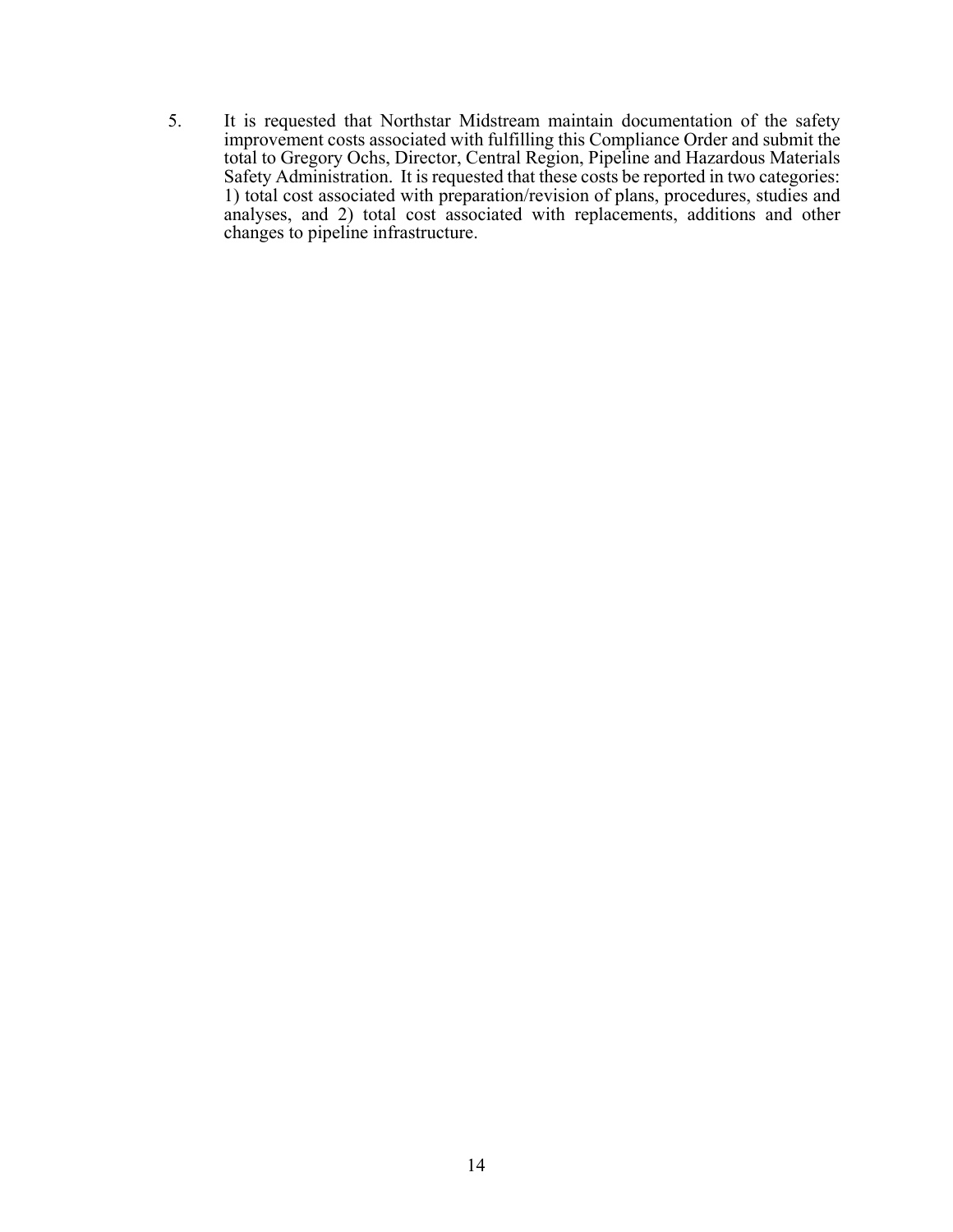5. It is requested that Northstar Midstream maintain documentation of the safety improvement costs associated with fulfilling this Compliance Order and submit the total to Gregory Ochs, Director, Central Region, Pipeline and Hazardous Materials Safety Administration. It is requested that these costs be reported in two categories: 1) total cost associated with preparation/revision of plans, procedures, studies and analyses, and 2) total cost associated with replacements, additions and other changes to pipeline infrastructure.